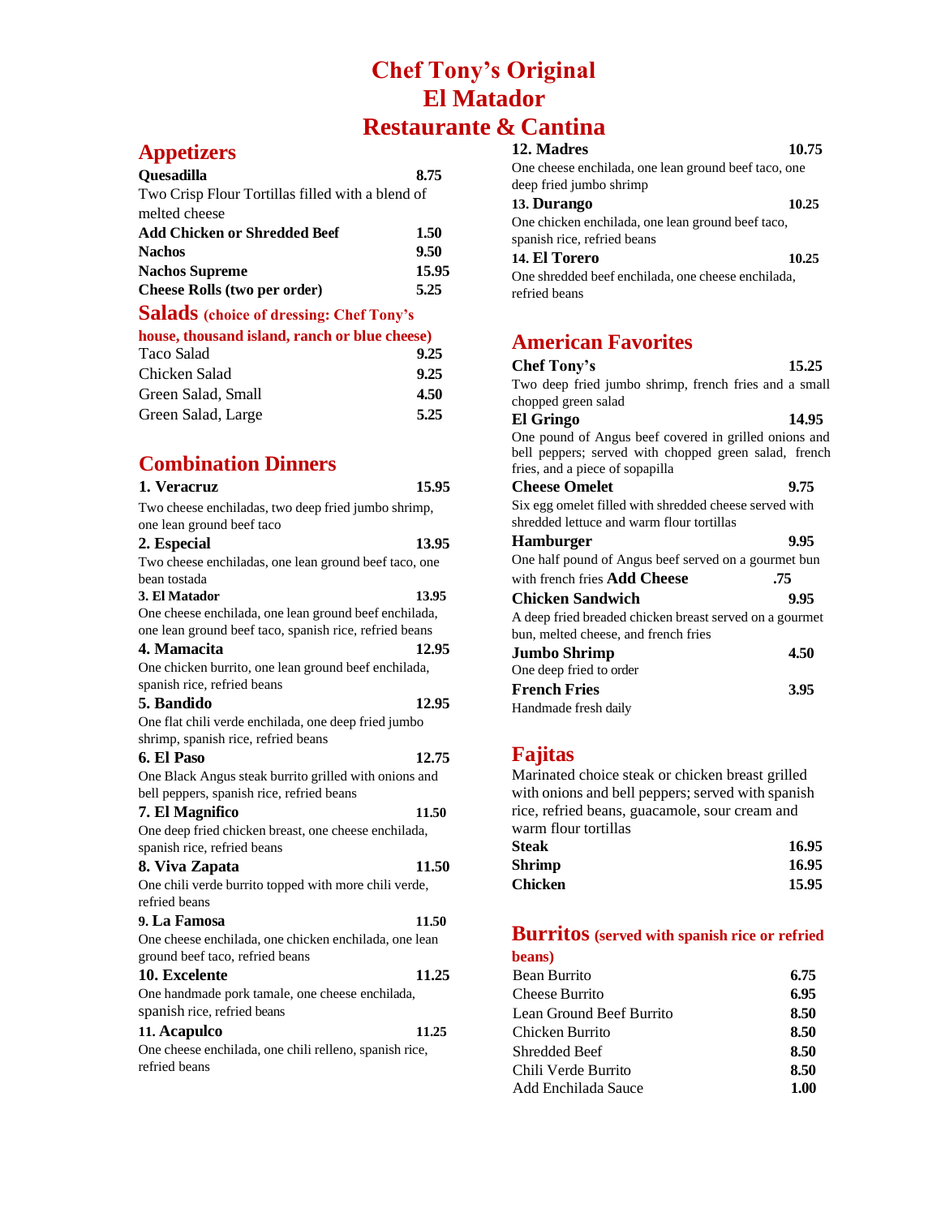# Chef Tony's Original El Matador Restaurante & Cantina

## Appetizers

**Quesadilla** **8.75**
Two Crisp Flour Tortillas filled with a blend of melted cheese

**Add Chicken or Shredded Beef** **1.50**
**Nachos** **9.50**
**Nachos Supreme** **15.95**
**Cheese Rolls (two per order)** **5.25**

## Salads (choice of dressing: Chef Tony's house, thousand island, ranch or blue cheese)

| Item | Price |
|---|---|
| Taco Salad | **9.25** |
| Chicken Salad | **9.25** |
| Green Salad, Small | **4.50** |
| Green Salad, Large | **5.25** |

## Combination Dinners

**1. Veracruz** **15.95**
Two cheese enchiladas, two deep fried jumbo shrimp, one lean ground beef taco

**2. Especial** **13.95**
Two cheese enchiladas, one lean ground beef taco, one bean tostada

**3. El Matador** **13.95**
One cheese enchilada, one lean ground beef enchilada, one lean ground beef taco, spanish rice, refried beans

**4. Mamacita** **12.95**
One chicken burrito, one lean ground beef enchilada, spanish rice, refried beans

**5. Bandido** **12.95**
One flat chili verde enchilada, one deep fried jumbo shrimp, spanish rice, refried beans

**6. El Paso** **12.75**
One Black Angus steak burrito grilled with onions and bell peppers, spanish rice, refried beans

**7. El Magnifico** **11.50**
One deep fried chicken breast, one cheese enchilada, spanish rice, refried beans

**8. Viva Zapata** **11.50**
One chili verde burrito topped with more chili verde, refried beans

**9. La Famosa** **11.50**
One cheese enchilada, one chicken enchilada, one lean ground beef taco, refried beans

**10. Excelente** **11.25**
One handmade pork tamale, one cheese enchilada, spanish rice, refried beans

**11. Acapulco** **11.25**
One cheese enchilada, one chili relleno, spanish rice, refried beans

**12. Madres** **10.75**
One cheese enchilada, one lean ground beef taco, one deep fried jumbo shrimp

**13. Durango** **10.25**
One chicken enchilada, one lean ground beef taco, spanish rice, refried beans

**14. El Torero** **10.25**
One shredded beef enchilada, one cheese enchilada, refried beans

## American Favorites

**Chef Tony's** **15.25**
Two deep fried jumbo shrimp, french fries and a small chopped green salad

**El Gringo** **14.95**
One pound of Angus beef covered in grilled onions and bell peppers; served with chopped green salad, french fries, and a piece of sopapilla

**Cheese Omelet** **9.75**
Six egg omelet filled with shredded cheese served with shredded lettuce and warm flour tortillas

**Hamburger** **9.95**
One half pound of Angus beef served on a gourmet bun with french fries **Add Cheese** **.75**

**Chicken Sandwich** **9.95**
A deep fried breaded chicken breast served on a gourmet bun, melted cheese, and french fries

**Jumbo Shrimp** **4.50**
One deep fried to order

**French Fries** **3.95**
Handmade fresh daily

## Fajitas

Marinated choice steak or chicken breast grilled with onions and bell peppers; served with spanish rice, refried beans, guacamole, sour cream and warm flour tortillas

| Item | Price |
|---|---|
| **Steak** | **16.95** |
| **Shrimp** | **16.95** |
| **Chicken** | **15.95** |

## Burritos (served with spanish rice or refried beans)

| Item | Price |
|---|---|
| Bean Burrito | **6.75** |
| Cheese Burrito | **6.95** |
| Lean Ground Beef Burrito | **8.50** |
| Chicken Burrito | **8.50** |
| Shredded Beef | **8.50** |
| Chili Verde Burrito | **8.50** |
| Add Enchilada Sauce | **1.00** |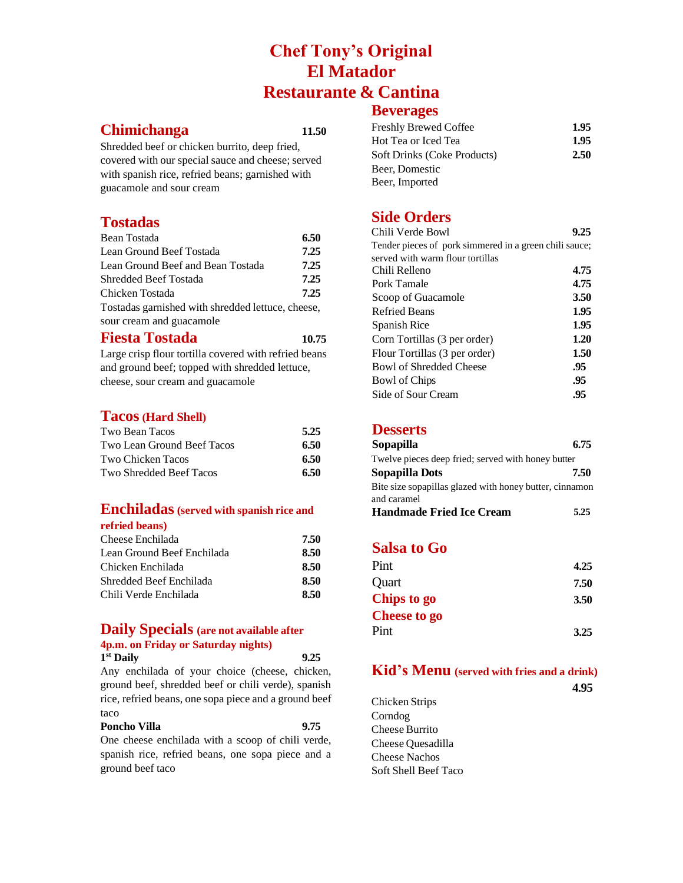# Chef Tony's Original El Matador Restaurante & Cantina

## Chimichanga — 11.50

Shredded beef or chicken burrito, deep fried, covered with our special sauce and cheese; served with spanish rice, refried beans; garnished with guacamole and sour cream

## Tostadas

| | |
|---|---|
| Bean Tostada | **6.50** |
| Lean Ground Beef Tostada | **7.25** |
| Lean Ground Beef and Bean Tostada | **7.25** |
| Shredded Beef Tostada | **7.25** |
| Chicken Tostada | **7.25** |

Tostadas garnished with shredded lettuce, cheese, sour cream and guacamole

## Fiesta Tostada — 10.75

Large crisp flour tortilla covered with refried beans and ground beef; topped with shredded lettuce, cheese, sour cream and guacamole

## Tacos (Hard Shell)

| | |
|---|---|
| Two Bean Tacos | **5.25** |
| Two Lean Ground Beef Tacos | **6.50** |
| Two Chicken Tacos | **6.50** |
| Two Shredded Beef Tacos | **6.50** |

## Enchiladas (served with spanish rice and refried beans)

| | |
|---|---|
| Cheese Enchilada | **7.50** |
| Lean Ground Beef Enchilada | **8.50** |
| Chicken Enchilada | **8.50** |
| Shredded Beef Enchilada | **8.50** |
| Chili Verde Enchilada | **8.50** |

## Daily Specials (are not available after 4p.m. on Friday or Saturday nights)

**1st Daily** — **9.25**

Any enchilada of your choice (cheese, chicken, ground beef, shredded beef or chili verde), spanish rice, refried beans, one sopa piece and a ground beef taco

**Poncho Villa** — **9.75**

One cheese enchilada with a scoop of chili verde, spanish rice, refried beans, one sopa piece and a ground beef taco

## Beverages

| | |
|---|---|
| Freshly Brewed Coffee | **1.95** |
| Hot Tea or Iced Tea | **1.95** |
| Soft Drinks (Coke Products) | **2.50** |
| Beer, Domestic | |
| Beer, Imported | |

## Side Orders

Chili Verde Bowl — **9.25**

Tender pieces of pork simmered in a green chili sauce; served with warm flour tortillas

| | |
|---|---|
| Chili Relleno | **4.75** |
| Pork Tamale | **4.75** |
| Scoop of Guacamole | **3.50** |
| Refried Beans | **1.95** |
| Spanish Rice | **1.95** |
| Corn Tortillas (3 per order) | **1.20** |
| Flour Tortillas (3 per order) | **1.50** |
| Bowl of Shredded Cheese | **.95** |
| Bowl of Chips | **.95** |
| Side of Sour Cream | **.95** |

## Desserts

**Sopapilla** — **6.75**

Twelve pieces deep fried; served with honey butter

**Sopapilla Dots** — **7.50**

Bite size sopapillas glazed with honey butter, cinnamon and caramel

**Handmade Fried Ice Cream** — **5.25**

## Salsa to Go

| | |
|---|---|
| Pint | **4.25** |
| Quart | **7.50** |

## Chips to go — 3.50

## Cheese to go

| | |
|---|---|
| Pint | **3.25** |

## Kid's Menu (served with fries and a drink) — 4.95

- Chicken Strips
- Corndog
- Cheese Burrito
- Cheese Quesadilla
- Cheese Nachos
- Soft Shell Beef Taco